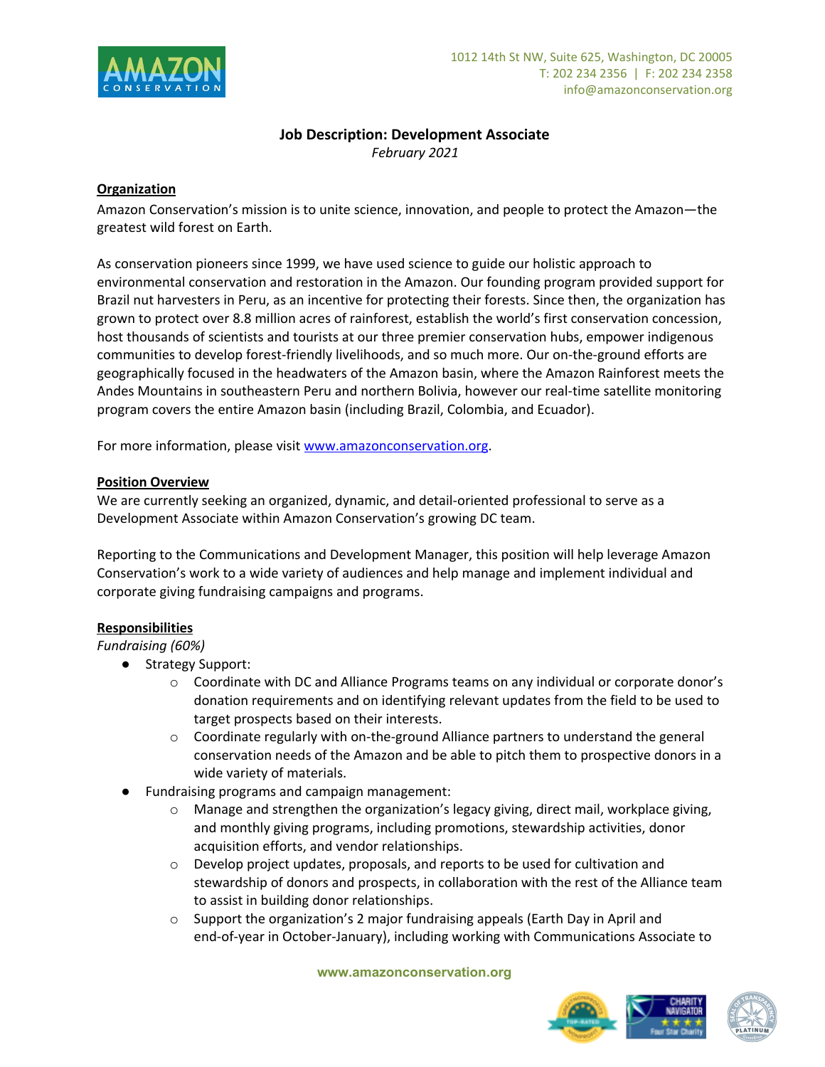1012 14th St NW, Suite 625, Washington, DC 20005
T: 202 234 2356 | F: 202 234 2358
info@amazonconservation.org

# Job Description: Development Associate

*February 2021*

## Organization

Amazon Conservation's mission is to unite science, innovation, and people to protect the Amazon—the greatest wild forest on Earth.

As conservation pioneers since 1999, we have used science to guide our holistic approach to environmental conservation and restoration in the Amazon. Our founding program provided support for Brazil nut harvesters in Peru, as an incentive for protecting their forests. Since then, the organization has grown to protect over 8.8 million acres of rainforest, establish the world's first conservation concession, host thousands of scientists and tourists at our three premier conservation hubs, empower indigenous communities to develop forest-friendly livelihoods, and so much more. Our on-the-ground efforts are geographically focused in the headwaters of the Amazon basin, where the Amazon Rainforest meets the Andes Mountains in southeastern Peru and northern Bolivia, however our real-time satellite monitoring program covers the entire Amazon basin (including Brazil, Colombia, and Ecuador).

For more information, please visit [www.amazonconservation.org](www.amazonconservation.org).

## Position Overview

We are currently seeking an organized, dynamic, and detail-oriented professional to serve as a Development Associate within Amazon Conservation's growing DC team.

Reporting to the Communications and Development Manager, this position will help leverage Amazon Conservation's work to a wide variety of audiences and help manage and implement individual and corporate giving fundraising campaigns and programs.

## Responsibilities

*Fundraising (60%)*

- Strategy Support:
  - Coordinate with DC and Alliance Programs teams on any individual or corporate donor's donation requirements and on identifying relevant updates from the field to be used to target prospects based on their interests.
  - Coordinate regularly with on-the-ground Alliance partners to understand the general conservation needs of the Amazon and be able to pitch them to prospective donors in a wide variety of materials.
- Fundraising programs and campaign management:
  - Manage and strengthen the organization's legacy giving, direct mail, workplace giving, and monthly giving programs, including promotions, stewardship activities, donor acquisition efforts, and vendor relationships.
  - Develop project updates, proposals, and reports to be used for cultivation and stewardship of donors and prospects, in collaboration with the rest of the Alliance team to assist in building donor relationships.
  - Support the organization's 2 major fundraising appeals (Earth Day in April and end-of-year in October-January), including working with Communications Associate to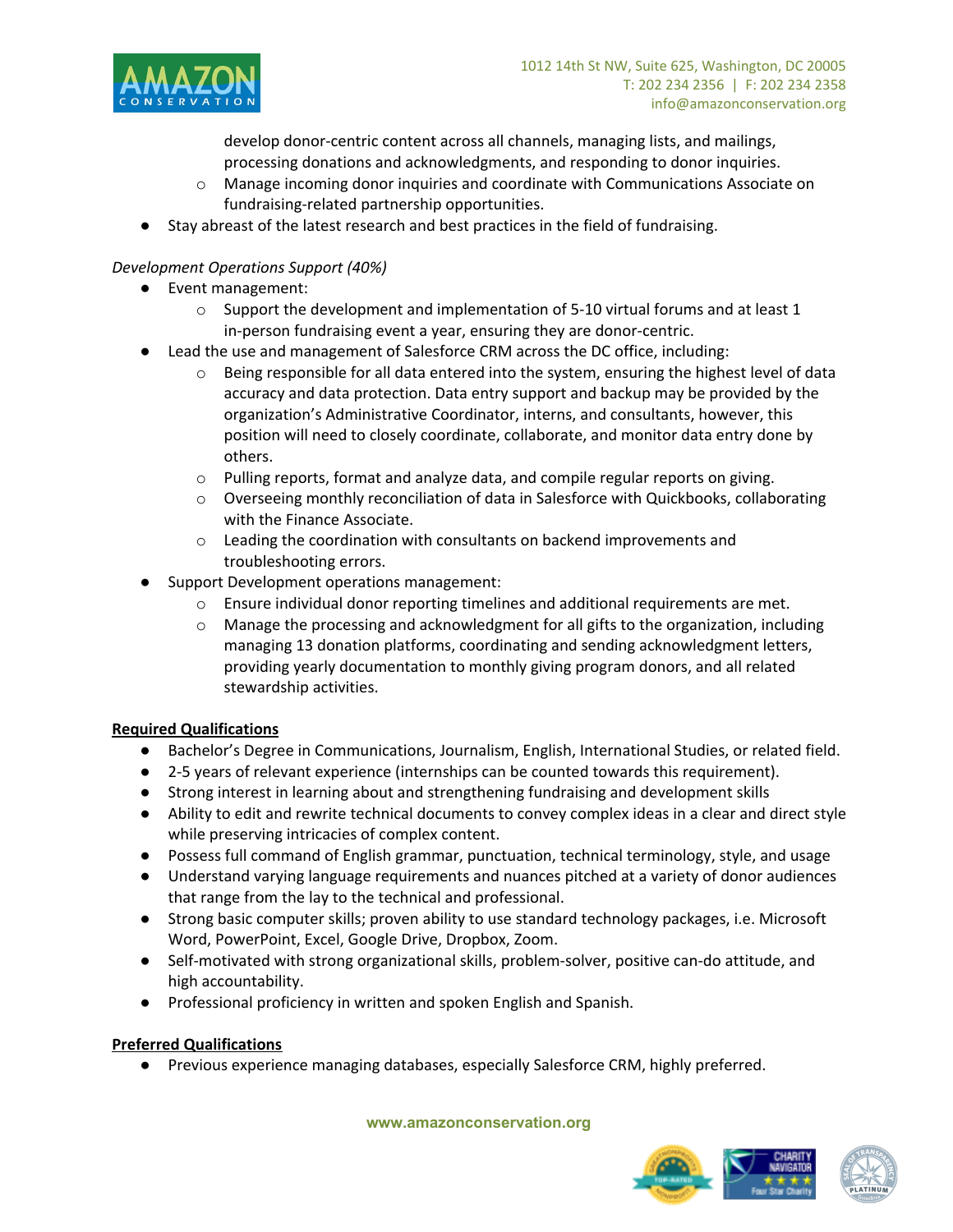develop donor-centric content across all channels, managing lists, and mailings, processing donations and acknowledgments, and responding to donor inquiries.
    - Manage incoming donor inquiries and coordinate with Communications Associate on fundraising-related partnership opportunities.
- Stay abreast of the latest research and best practices in the field of fundraising.

*Development Operations Support (40%)*

- Event management:
    - Support the development and implementation of 5-10 virtual forums and at least 1 in-person fundraising event a year, ensuring they are donor-centric.
- Lead the use and management of Salesforce CRM across the DC office, including:
    - Being responsible for all data entered into the system, ensuring the highest level of data accuracy and data protection. Data entry support and backup may be provided by the organization's Administrative Coordinator, interns, and consultants, however, this position will need to closely coordinate, collaborate, and monitor data entry done by others.
    - Pulling reports, format and analyze data, and compile regular reports on giving.
    - Overseeing monthly reconciliation of data in Salesforce with Quickbooks, collaborating with the Finance Associate.
    - Leading the coordination with consultants on backend improvements and troubleshooting errors.
- Support Development operations management:
    - Ensure individual donor reporting timelines and additional requirements are met.
    - Manage the processing and acknowledgment for all gifts to the organization, including managing 13 donation platforms, coordinating and sending acknowledgment letters, providing yearly documentation to monthly giving program donors, and all related stewardship activities.

**<u>Required Qualifications</u>**

- Bachelor's Degree in Communications, Journalism, English, International Studies, or related field.
- 2-5 years of relevant experience (internships can be counted towards this requirement).
- Strong interest in learning about and strengthening fundraising and development skills
- Ability to edit and rewrite technical documents to convey complex ideas in a clear and direct style while preserving intricacies of complex content.
- Possess full command of English grammar, punctuation, technical terminology, style, and usage
- Understand varying language requirements and nuances pitched at a variety of donor audiences that range from the lay to the technical and professional.
- Strong basic computer skills; proven ability to use standard technology packages, i.e. Microsoft Word, PowerPoint, Excel, Google Drive, Dropbox, Zoom.
- Self-motivated with strong organizational skills, problem-solver, positive can-do attitude, and high accountability.
- Professional proficiency in written and spoken English and Spanish.

**<u>Preferred Qualifications</u>**

- Previous experience managing databases, especially Salesforce CRM, highly preferred.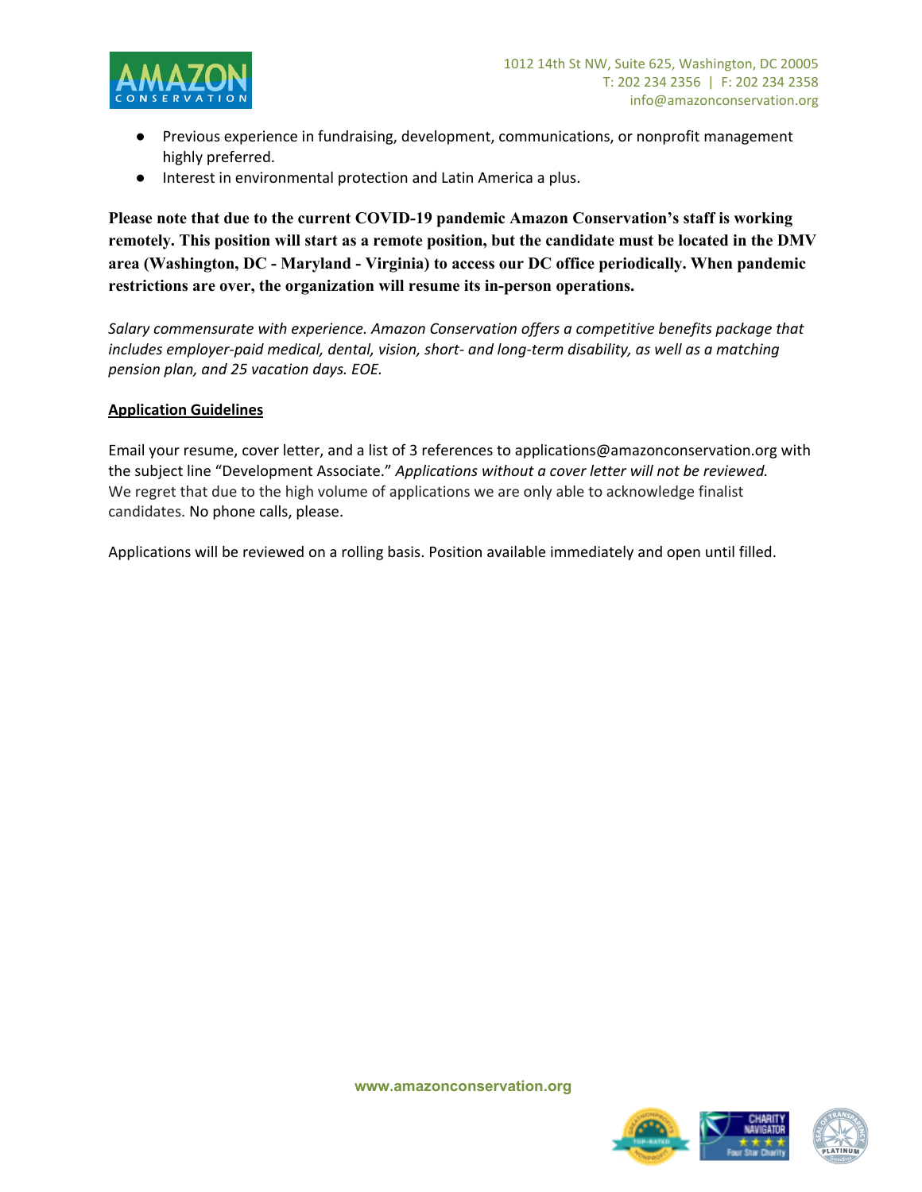- Previous experience in fundraising, development, communications, or nonprofit management highly preferred.
- Interest in environmental protection and Latin America a plus.

**Please note that due to the current COVID-19 pandemic Amazon Conservation's staff is working remotely. This position will start as a remote position, but the candidate must be located in the DMV area (Washington, DC - Maryland - Virginia) to access our DC office periodically. When pandemic restrictions are over, the organization will resume its in-person operations.**

*Salary commensurate with experience. Amazon Conservation offers a competitive benefits package that includes employer-paid medical, dental, vision, short- and long-term disability, as well as a matching pension plan, and 25 vacation days. EOE.*

**Application Guidelines**

Email your resume, cover letter, and a list of 3 references to applications@amazonconservation.org with the subject line "Development Associate." *Applications without a cover letter will not be reviewed.* We regret that due to the high volume of applications we are only able to acknowledge finalist candidates. No phone calls, please.

Applications will be reviewed on a rolling basis. Position available immediately and open until filled.